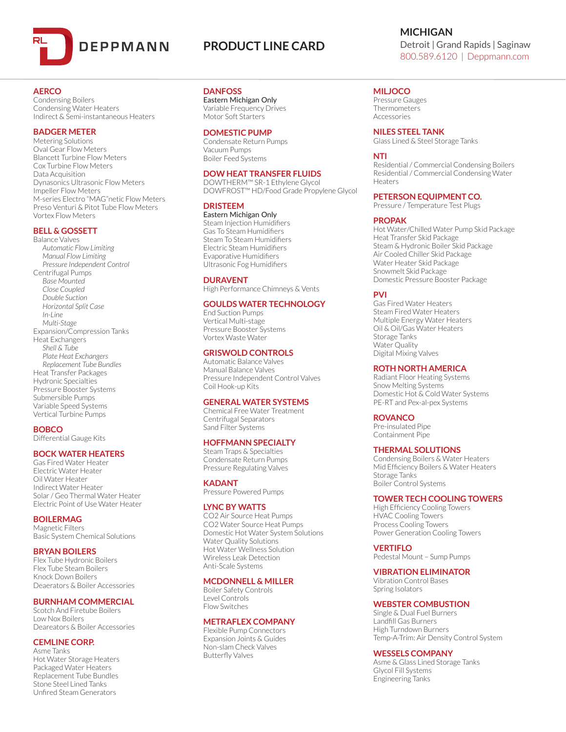# DEPPMANN

## PRODUCT LINE CARD

**MICHIGAN**
Detroit | Grand Rapids | Saginaw
800.589.6120 | Deppmann.com

### AERCO
Condensing Boilers
Condensing Water Heaters
Indirect & Semi-instantaneous Heaters

### BADGER METER
Metering Solutions
Oval Gear Flow Meters
Blancett Turbine Flow Meters
Cox Turbine Flow Meters
Data Acquisition
Dynasonics Ultrasonic Flow Meters
Impeller Flow Meters
M-series Electro "MAG"netic Flow Meters
Preso Venturi & Pitot Tube Flow Meters
Vortex Flow Meters

### BELL & GOSSETT
Balance Valves
- *Automatic Flow Limiting*
- *Manual Flow Limiting*
- *Pressure Independent Control*

Centrifugal Pumps
- *Base Mounted*
- *Close Coupled*
- *Double Suction*
- *Horizontal Split Case*
- *In-Line*
- *Multi-Stage*

Expansion/Compression Tanks
Heat Exchangers
- *Shell & Tube*
- *Plate Heat Exchangers*
- *Replacement Tube Bundles*

Heat Transfer Packages
Hydronic Specialties
Pressure Booster Systems
Submersible Pumps
Variable Speed Systems
Vertical Turbine Pumps

### BOBCO
Differential Gauge Kits

### BOCK WATER HEATERS
Gas Fired Water Heater
Electric Water Heater
Oil Water Heater
Indirect Water Heater
Solar / Geo Thermal Water Heater
Electric Point of Use Water Heater

### BOILERMAG
Magnetic Filters
Basic System Chemical Solutions

### BRYAN BOILERS
Flex Tube Hydronic Boilers
Flex Tube Steam Boilers
Knock Down Boilers
Deaerators & Boiler Accessories

### BURNHAM COMMERCIAL
Scotch And Firetube Boilers
Low Nox Boilers
Deareators & Boiler Accessories

### CEMLINE CORP.
Asme Tanks
Hot Water Storage Heaters
Packaged Water Heaters
Replacement Tube Bundles
Stone Steel Lined Tanks
Unfired Steam Generators

### DANFOSS
Eastern Michigan Only
Variable Frequency Drives
Motor Soft Starters

### DOMESTIC PUMP
Condensate Return Pumps
Vacuum Pumps
Boiler Feed Systems

### DOW HEAT TRANSFER FLUIDS
DOWTHERM™ SR-1 Ethylene Glycol
DOWFROST™ HD/Food Grade Propylene Glycol

### DRISTEEM
Eastern Michigan Only
Steam Injection Humidifiers
Gas To Steam Humidifiers
Steam To Steam Humidifiers
Electric Steam Humidifiers
Evaporative Humidifiers
Ultrasonic Fog Humidifiers

### DURAVENT
High Performance Chimneys & Vents

### GOULDS WATER TECHNOLOGY
End Suction Pumps
Vertical Multi-stage
Pressure Booster Systems
Vortex Waste Water

### GRISWOLD CONTROLS
Automatic Balance Valves
Manual Balance Valves
Pressure Independent Control Valves
Coil Hook-up Kits

### GENERAL WATER SYSTEMS
Chemical Free Water Treatment
Centrifugal Separators
Sand Filter Systems

### HOFFMANN SPECIALTY
Steam Traps & Specialties
Condensate Return Pumps
Pressure Regulating Valves

### KADANT
Pressure Powered Pumps

### LYNC BY WATTS
CO2 Air Source Heat Pumps
CO2 Water Source Heat Pumps
Domestic Hot Water System Solutions
Water Quality Solutions
Hot Water Wellness Solution
Wireless Leak Detection
Anti-Scale Systems

### MCDONNELL & MILLER
Boiler Safety Controls
Level Controls
Flow Switches

### METRAFLEX COMPANY
Flexible Pump Connectors
Expansion Joints & Guides
Non-slam Check Valves
Butterfly Valves

### MILJOCO
Pressure Gauges
Thermometers
Accessories

### NILES STEEL TANK
Glass Lined & Steel Storage Tanks

### NTI
Residential / Commercial Condensing Boilers
Residential / Commercial Condensing Water Heaters

### PETERSON EQUIPMENT CO.
Pressure / Temperature Test Plugs

### PROPAK
Hot Water/Chilled Water Pump Skid Package
Heat Transfer Skid Package
Steam & Hydronic Boiler Skid Package
Air Cooled Chiller Skid Package
Water Heater Skid Package
Snowmelt Skid Package
Domestic Pressure Booster Package

### PVI
Gas Fired Water Heaters
Steam Fired Water Heaters
Multiple Energy Water Heaters
Oil & Oil/Gas Water Heaters
Storage Tanks
Water Quality
Digital Mixing Valves

### ROTH NORTH AMERICA
Radiant Floor Heating Systems
Snow Melting Systems
Domestic Hot & Cold Water Systems
PE-RT and Pex-al-pex Systems

### ROVANCO
Pre-insulated Pipe
Containment Pipe

### THERMAL SOLUTIONS
Condensing Boilers & Water Heaters
Mid Efficiency Boilers & Water Heaters
Storage Tanks
Boiler Control Systems

### TOWER TECH COOLING TOWERS
High Efficiency Cooling Towers
HVAC Cooling Towers
Process Cooling Towers
Power Generation Cooling Towers

### VERTIFLO
Pedestal Mount – Sump Pumps

### VIBRATION ELIMINATOR
Vibration Control Bases
Spring Isolators

### WEBSTER COMBUSTION
Single & Dual Fuel Burners
Landfill Gas Burners
High Turndown Burners
Temp-A-Trim: Air Density Control System

### WESSELS COMPANY
Asme & Glass Lined Storage Tanks
Glycol Fill Systems
Engineering Tanks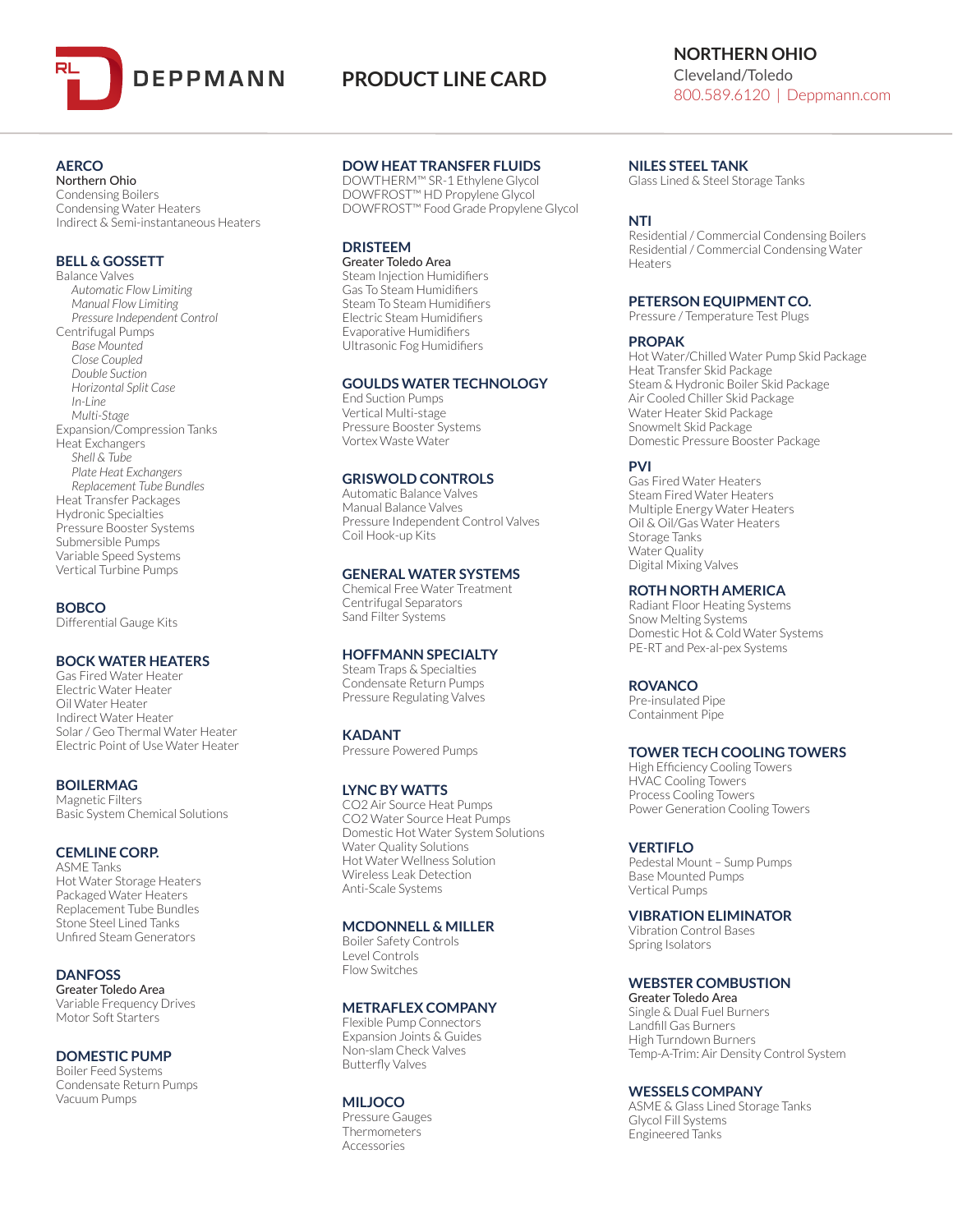# DEPPMANN

## PRODUCT LINE CARD

**NORTHERN OHIO**
Cleveland/Toledo
800.589.6120 | Deppmann.com

### AERCO
**Northern Ohio**
Condensing Boilers
Condensing Water Heaters
Indirect & Semi-instantaneous Heaters

### BELL & GOSSETT
Balance Valves
- *Automatic Flow Limiting*
- *Manual Flow Limiting*
- *Pressure Independent Control*

Centrifugal Pumps
- *Base Mounted*
- *Close Coupled*
- *Double Suction*
- *Horizontal Split Case*
- *In-Line*
- *Multi-Stage*

Expansion/Compression Tanks
Heat Exchangers
- *Shell & Tube*
- *Plate Heat Exchangers*
- *Replacement Tube Bundles*

Heat Transfer Packages
Hydronic Specialties
Pressure Booster Systems
Submersible Pumps
Variable Speed Systems
Vertical Turbine Pumps

### BOBCO
Differential Gauge Kits

### BOCK WATER HEATERS
Gas Fired Water Heater
Electric Water Heater
Oil Water Heater
Indirect Water Heater
Solar / Geo Thermal Water Heater
Electric Point of Use Water Heater

### BOILERMAG
Magnetic Filters
Basic System Chemical Solutions

### CEMLINE CORP.
ASME Tanks
Hot Water Storage Heaters
Packaged Water Heaters
Replacement Tube Bundles
Stone Steel Lined Tanks
Unfired Steam Generators

### DANFOSS
**Greater Toledo Area**
Variable Frequency Drives
Motor Soft Starters

### DOMESTIC PUMP
Boiler Feed Systems
Condensate Return Pumps
Vacuum Pumps

### DOW HEAT TRANSFER FLUIDS
DOWTHERM™ SR-1 Ethylene Glycol
DOWFROST™ HD Propylene Glycol
DOWFROST™ Food Grade Propylene Glycol

### DRISTEEM
**Greater Toledo Area**
Steam Injection Humidifiers
Gas To Steam Humidifiers
Steam To Steam Humidifiers
Electric Steam Humidifiers
Evaporative Humidifiers
Ultrasonic Fog Humidifiers

### GOULDS WATER TECHNOLOGY
End Suction Pumps
Vertical Multi-stage
Pressure Booster Systems
Vortex Waste Water

### GRISWOLD CONTROLS
Automatic Balance Valves
Manual Balance Valves
Pressure Independent Control Valves
Coil Hook-up Kits

### GENERAL WATER SYSTEMS
Chemical Free Water Treatment
Centrifugal Separators
Sand Filter Systems

### HOFFMANN SPECIALTY
Steam Traps & Specialties
Condensate Return Pumps
Pressure Regulating Valves

### KADANT
Pressure Powered Pumps

### LYNC BY WATTS
$CO_2$ Air Source Heat Pumps
$CO_2$ Water Source Heat Pumps
Domestic Hot Water System Solutions
Water Quality Solutions
Hot Water Wellness Solution
Wireless Leak Detection
Anti-Scale Systems

### MCDONNELL & MILLER
Boiler Safety Controls
Level Controls
Flow Switches

### METRAFLEX COMPANY
Flexible Pump Connectors
Expansion Joints & Guides
Non-slam Check Valves
Butterfly Valves

### MILJOCO
Pressure Gauges
Thermometers
Accessories

### NILES STEEL TANK
Glass Lined & Steel Storage Tanks

### NTI
Residential / Commercial Condensing Boilers
Residential / Commercial Condensing Water Heaters

### PETERSON EQUIPMENT CO.
Pressure / Temperature Test Plugs

### PROPAK
Hot Water/Chilled Water Pump Skid Package
Heat Transfer Skid Package
Steam & Hydronic Boiler Skid Package
Air Cooled Chiller Skid Package
Water Heater Skid Package
Snowmelt Skid Package
Domestic Pressure Booster Package

### PVI
Gas Fired Water Heaters
Steam Fired Water Heaters
Multiple Energy Water Heaters
Oil & Oil/Gas Water Heaters
Storage Tanks
Water Quality
Digital Mixing Valves

### ROTH NORTH AMERICA
Radiant Floor Heating Systems
Snow Melting Systems
Domestic Hot & Cold Water Systems
PE-RT and Pex-al-pex Systems

### ROVANCO
Pre-insulated Pipe
Containment Pipe

### TOWER TECH COOLING TOWERS
High Efficiency Cooling Towers
HVAC Cooling Towers
Process Cooling Towers
Power Generation Cooling Towers

### VERTIFLO
Pedestal Mount – Sump Pumps
Base Mounted Pumps
Vertical Pumps

### VIBRATION ELIMINATOR
Vibration Control Bases
Spring Isolators

### WEBSTER COMBUSTION
**Greater Toledo Area**
Single & Dual Fuel Burners
Landfill Gas Burners
High Turndown Burners
Temp-A-Trim: Air Density Control System

### WESSELS COMPANY
ASME & Glass Lined Storage Tanks
Glycol Fill Systems
Engineered Tanks